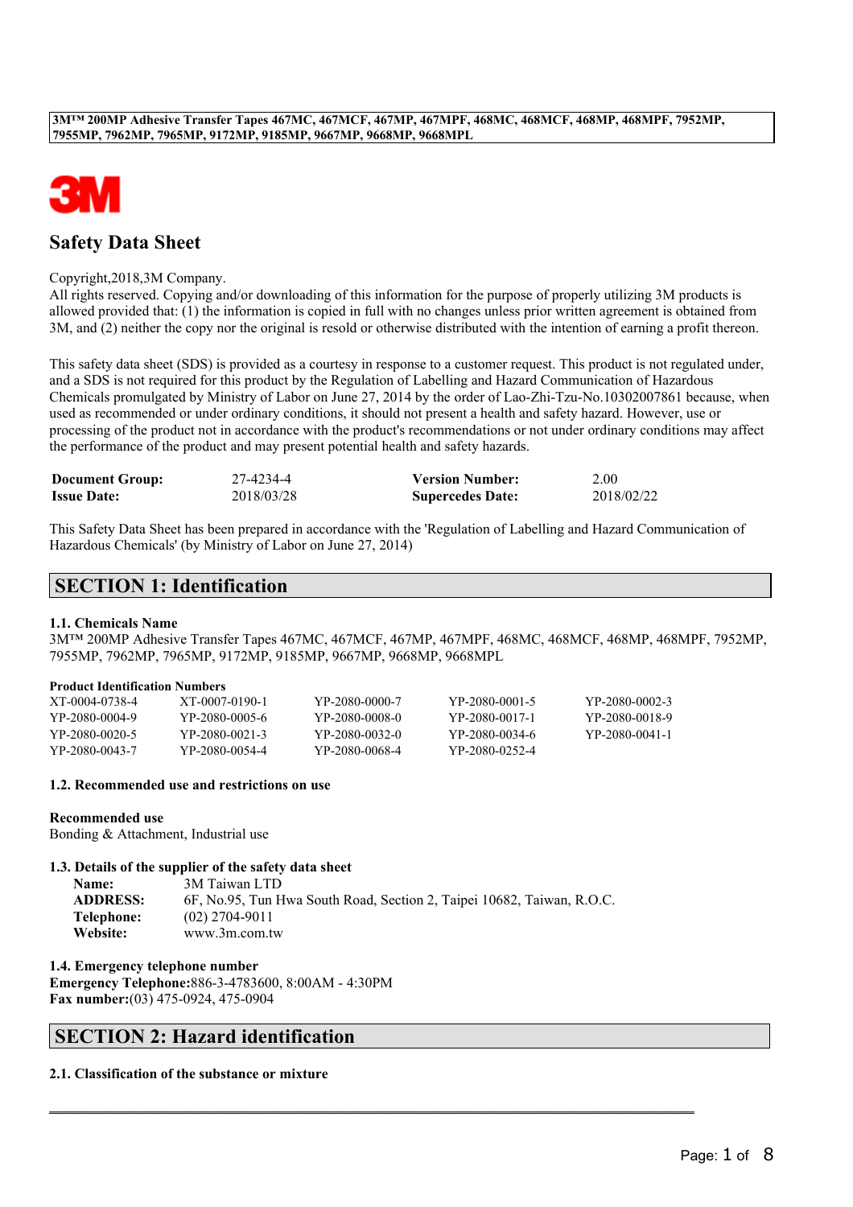**3M™ 200MP Adhesive Transfer Tapes 467MC, 467MCF, 467MP, 467MPF, 468MC, 468MCF, 468MP, 468MPF, 7952MP, 7955MP, 7962MP, 7965MP, 9172MP, 9185MP, 9667MP, 9668MP, 9668MPL**

# Safety Data Sheet

Copyright,2018,3M Company.
All rights reserved. Copying and/or downloading of this information for the purpose of properly utilizing 3M products is allowed provided that: (1) the information is copied in full with no changes unless prior written agreement is obtained from 3M, and (2) neither the copy nor the original is resold or otherwise distributed with the intention of earning a profit thereon.

This safety data sheet (SDS) is provided as a courtesy in response to a customer request. This product is not regulated under, and a SDS is not required for this product by the Regulation of Labelling and Hazard Communication of Hazardous Chemicals promulgated by Ministry of Labor on June 27, 2014 by the order of Lao-Zhi-Tzu-No.10302007861 because, when used as recommended or under ordinary conditions, it should not present a health and safety hazard. However, use or processing of the product not in accordance with the product's recommendations or not under ordinary conditions may affect the performance of the product and may present potential health and safety hazards.

| | | | |
|---|---|---|---|
| **Document Group:** | 27-4234-4 | **Version Number:** | 2.00 |
| **Issue Date:** | 2018/03/28 | **Supercedes Date:** | 2018/02/22 |

This Safety Data Sheet has been prepared in accordance with the 'Regulation of Labelling and Hazard Communication of Hazardous Chemicals' (by Ministry of Labor on June 27, 2014)

## SECTION 1: Identification

### 1.1. Chemicals Name

3M™ 200MP Adhesive Transfer Tapes 467MC, 467MCF, 467MP, 467MPF, 468MC, 468MCF, 468MP, 468MPF, 7952MP, 7955MP, 7962MP, 7965MP, 9172MP, 9185MP, 9667MP, 9668MP, 9668MPL

**Product Identification Numbers**

| | | | | |
|---|---|---|---|---|
| XT-0004-0738-4 | XT-0007-0190-1 | YP-2080-0000-7 | YP-2080-0001-5 | YP-2080-0002-3 |
| YP-2080-0004-9 | YP-2080-0005-6 | YP-2080-0008-0 | YP-2080-0017-1 | YP-2080-0018-9 |
| YP-2080-0020-5 | YP-2080-0021-3 | YP-2080-0032-0 | YP-2080-0034-6 | YP-2080-0041-1 |
| YP-2080-0043-7 | YP-2080-0054-4 | YP-2080-0068-4 | YP-2080-0252-4 | |

### 1.2. Recommended use and restrictions on use

**Recommended use**
Bonding & Attachment, Industrial use

### 1.3. Details of the supplier of the safety data sheet

| | |
|---|---|
| **Name:** | 3M Taiwan LTD |
| **ADDRESS:** | 6F, No.95, Tun Hwa South Road, Section 2, Taipei 10682, Taiwan, R.O.C. |
| **Telephone:** | (02) 2704-9011 |
| **Website:** | www.3m.com.tw |

### 1.4. Emergency telephone number

**Emergency Telephone:**886-3-4783600, 8:00AM - 4:30PM
**Fax number:**(03) 475-0924, 475-0904

## SECTION 2: Hazard identification

### 2.1. Classification of the substance or mixture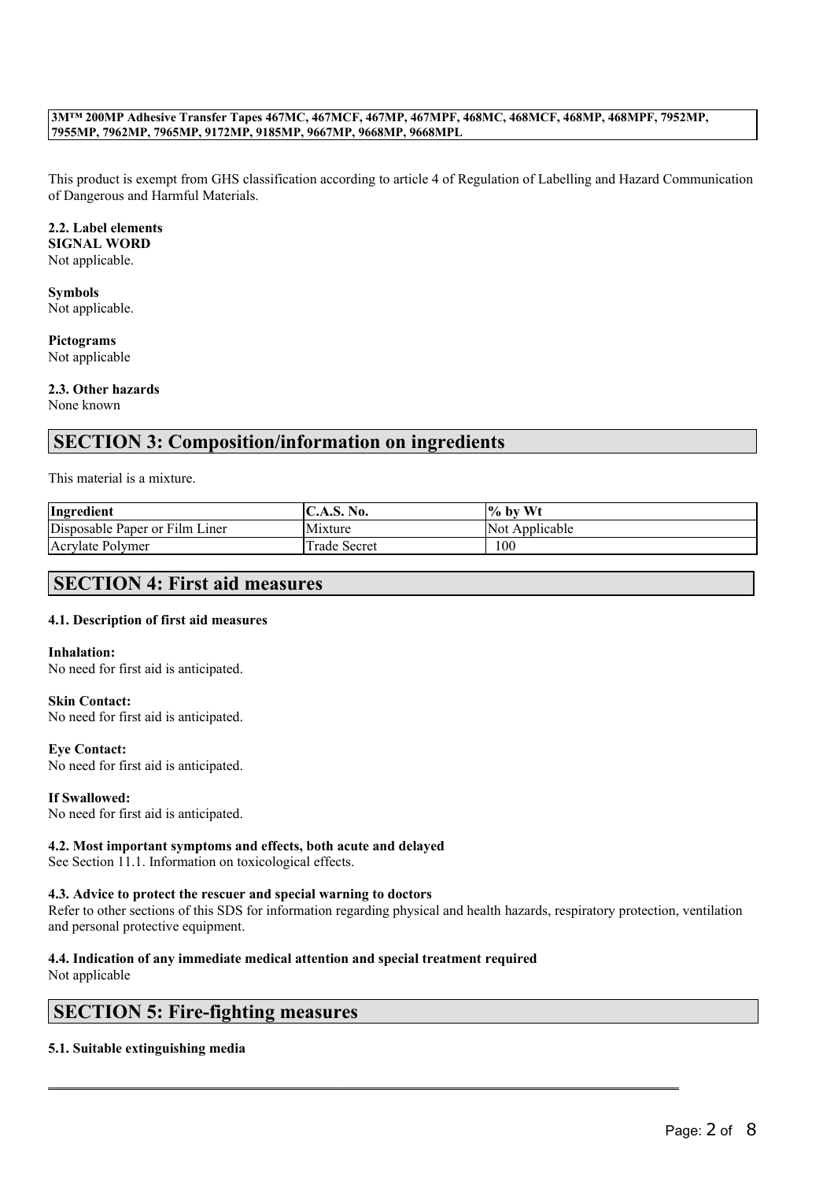This product is exempt from GHS classification according to article 4 of Regulation of Labelling and Hazard Communication of Dangerous and Harmful Materials.

**2.2. Label elements**
**SIGNAL WORD**
Not applicable.

**Symbols**
Not applicable.

**Pictograms**
Not applicable

**2.3. Other hazards**
None known

## SECTION 3: Composition/information on ingredients

This material is a mixture.

| Ingredient | C.A.S. No. | % by Wt |
| --- | --- | --- |
| Disposable Paper or Film Liner | Mixture | Not Applicable |
| Acrylate Polymer | Trade Secret | 100 |

## SECTION 4: First aid measures

**4.1. Description of first aid measures**

**Inhalation:**
No need for first aid is anticipated.

**Skin Contact:**
No need for first aid is anticipated.

**Eye Contact:**
No need for first aid is anticipated.

**If Swallowed:**
No need for first aid is anticipated.

**4.2. Most important symptoms and effects, both acute and delayed**
See Section 11.1. Information on toxicological effects.

**4.3. Advice to protect the rescuer and special warning to doctors**
Refer to other sections of this SDS for information regarding physical and health hazards, respiratory protection, ventilation and personal protective equipment.

**4.4. Indication of any immediate medical attention and special treatment required**
Not applicable

## SECTION 5: Fire-fighting measures

**5.1. Suitable extinguishing media**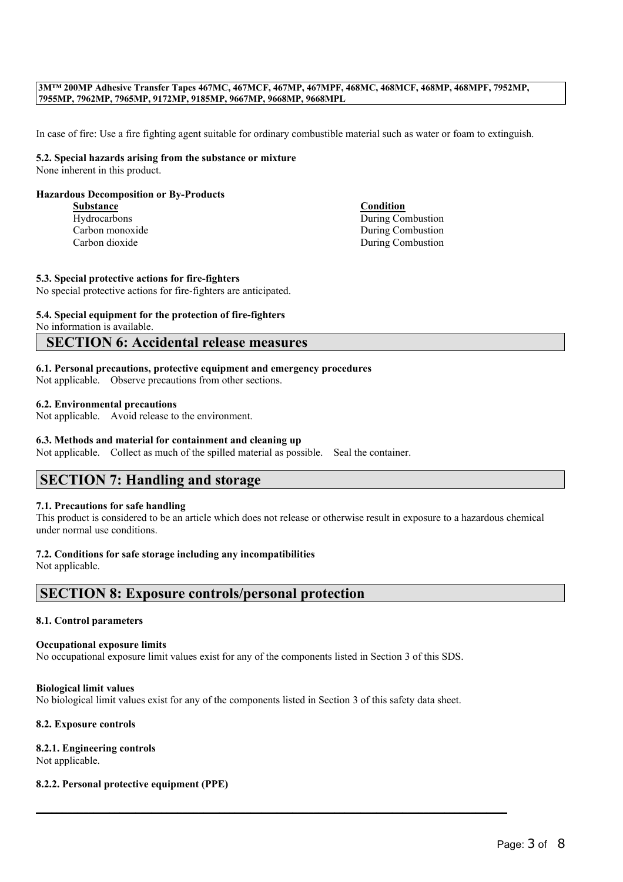In case of fire: Use a fire fighting agent suitable for ordinary combustible material such as water or foam to extinguish.

**5.2. Special hazards arising from the substance or mixture**

None inherent in this product.

**Hazardous Decomposition or By-Products**

| Substance | Condition |
|---|---|
| Hydrocarbons | During Combustion |
| Carbon monoxide | During Combustion |
| Carbon dioxide | During Combustion |

**5.3. Special protective actions for fire-fighters**

No special protective actions for fire-fighters are anticipated.

**5.4. Special equipment for the protection of fire-fighters**

No information is available.

## SECTION 6: Accidental release measures

**6.1. Personal precautions, protective equipment and emergency procedures**

Not applicable. Observe precautions from other sections.

**6.2. Environmental precautions**

Not applicable. Avoid release to the environment.

**6.3. Methods and material for containment and cleaning up**

Not applicable. Collect as much of the spilled material as possible. Seal the container.

## SECTION 7: Handling and storage

**7.1. Precautions for safe handling**

This product is considered to be an article which does not release or otherwise result in exposure to a hazardous chemical under normal use conditions.

**7.2. Conditions for safe storage including any incompatibilities**

Not applicable.

## SECTION 8: Exposure controls/personal protection

**8.1. Control parameters**

**Occupational exposure limits**

No occupational exposure limit values exist for any of the components listed in Section 3 of this SDS.

**Biological limit values**

No biological limit values exist for any of the components listed in Section 3 of this safety data sheet.

**8.2. Exposure controls**

**8.2.1. Engineering controls**

Not applicable.

**8.2.2. Personal protective equipment (PPE)**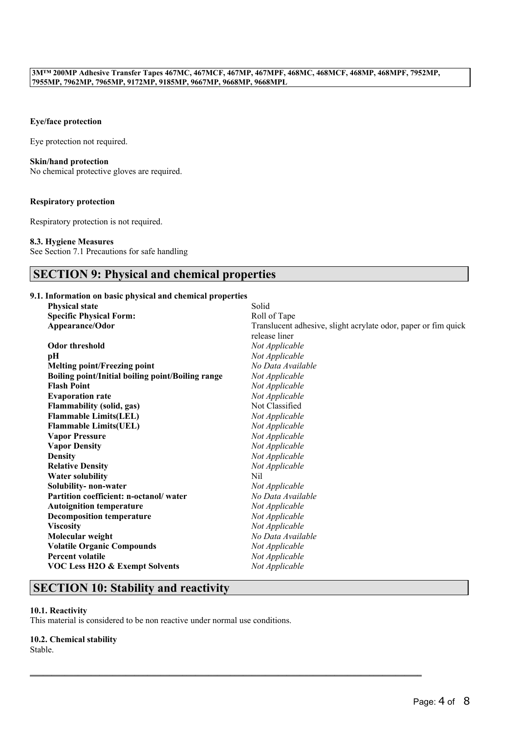**Eye/face protection**

Eye protection not required.

**Skin/hand protection**

No chemical protective gloves are required.

**Respiratory protection**

Respiratory protection is not required.

**8.3. Hygiene Measures**

See Section 7.1 Precautions for safe handling

## SECTION 9: Physical and chemical properties

**9.1. Information on basic physical and chemical properties**

| | |
|---|---|
| **Physical state** | Solid |
| **Specific Physical Form:** | Roll of Tape |
| **Appearance/Odor** | Translucent adhesive, slight acrylate odor, paper or fim quick release liner |
| **Odor threshold** | *Not Applicable* |
| **pH** | *Not Applicable* |
| **Melting point/Freezing point** | *No Data Available* |
| **Boiling point/Initial boiling point/Boiling range** | *Not Applicable* |
| **Flash Point** | *Not Applicable* |
| **Evaporation rate** | *Not Applicable* |
| **Flammability (solid, gas)** | Not Classified |
| **Flammable Limits(LEL)** | *Not Applicable* |
| **Flammable Limits(UEL)** | *Not Applicable* |
| **Vapor Pressure** | *Not Applicable* |
| **Vapor Density** | *Not Applicable* |
| **Density** | *Not Applicable* |
| **Relative Density** | *Not Applicable* |
| **Water solubility** | Nil |
| **Solubility- non-water** | *Not Applicable* |
| **Partition coefficient: n-octanol/ water** | *No Data Available* |
| **Autoignition temperature** | *Not Applicable* |
| **Decomposition temperature** | *Not Applicable* |
| **Viscosity** | *Not Applicable* |
| **Molecular weight** | *No Data Available* |
| **Volatile Organic Compounds** | *Not Applicable* |
| **Percent volatile** | *Not Applicable* |
| **VOC Less H2O & Exempt Solvents** | *Not Applicable* |

## SECTION 10: Stability and reactivity

**10.1. Reactivity**

This material is considered to be non reactive under normal use conditions.

**10.2. Chemical stability**

Stable.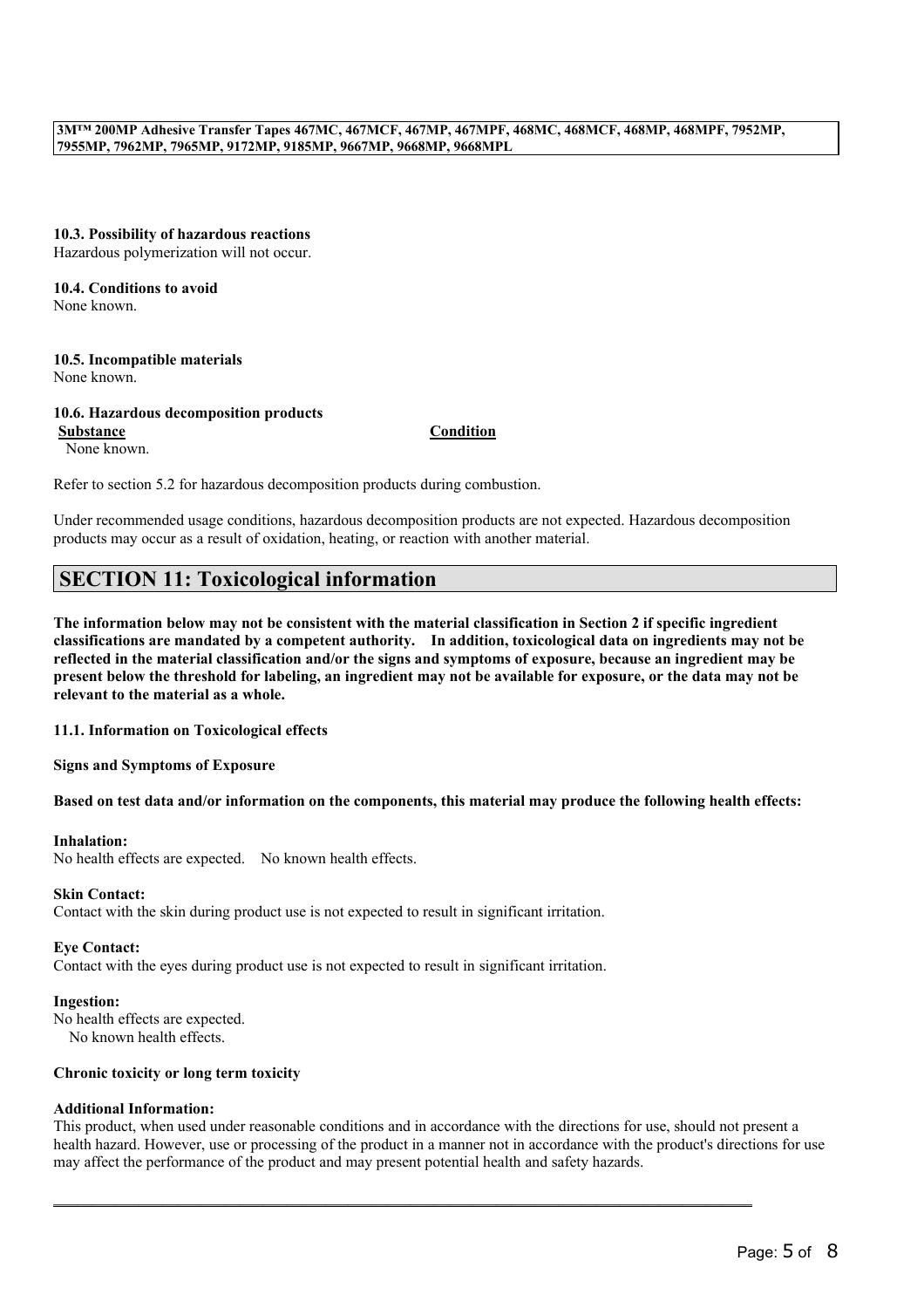### 10.3. Possibility of hazardous reactions

Hazardous polymerization will not occur.

### 10.4. Conditions to avoid

None known.

### 10.5. Incompatible materials

None known.

### 10.6. Hazardous decomposition products

| Substance | Condition |
|---|---|
| None known. | |

Refer to section 5.2 for hazardous decomposition products during combustion.

Under recommended usage conditions, hazardous decomposition products are not expected. Hazardous decomposition products may occur as a result of oxidation, heating, or reaction with another material.

## SECTION 11: Toxicological information

**The information below may not be consistent with the material classification in Section 2 if specific ingredient classifications are mandated by a competent authority. In addition, toxicological data on ingredients may not be reflected in the material classification and/or the signs and symptoms of exposure, because an ingredient may be present below the threshold for labeling, an ingredient may not be available for exposure, or the data may not be relevant to the material as a whole.**

### 11.1. Information on Toxicological effects

**Signs and Symptoms of Exposure**

**Based on test data and/or information on the components, this material may produce the following health effects:**

**Inhalation:**
No health effects are expected. No known health effects.

**Skin Contact:**
Contact with the skin during product use is not expected to result in significant irritation.

**Eye Contact:**
Contact with the eyes during product use is not expected to result in significant irritation.

**Ingestion:**
No health effects are expected.
No known health effects.

**Chronic toxicity or long term toxicity**

**Additional Information:**
This product, when used under reasonable conditions and in accordance with the directions for use, should not present a health hazard. However, use or processing of the product in a manner not in accordance with the product's directions for use may affect the performance of the product and may present potential health and safety hazards.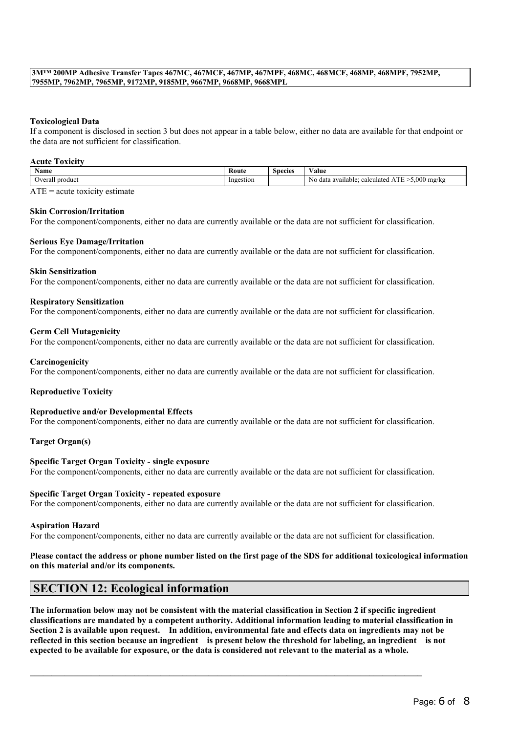### Toxicological Data

If a component is disclosed in section 3 but does not appear in a table below, either no data are available for that endpoint or the data are not sufficient for classification.

#### Acute Toxicity

| Name | Route | Species | Value |
|---|---|---|---|
| Overall product | Ingestion | | No data available; calculated ATE >5,000 mg/kg |

ATE = acute toxicity estimate

#### Skin Corrosion/Irritation

For the component/components, either no data are currently available or the data are not sufficient for classification.

#### Serious Eye Damage/Irritation

For the component/components, either no data are currently available or the data are not sufficient for classification.

#### Skin Sensitization

For the component/components, either no data are currently available or the data are not sufficient for classification.

#### Respiratory Sensitization

For the component/components, either no data are currently available or the data are not sufficient for classification.

#### Germ Cell Mutagenicity

For the component/components, either no data are currently available or the data are not sufficient for classification.

#### Carcinogenicity

For the component/components, either no data are currently available or the data are not sufficient for classification.

#### Reproductive Toxicity

#### Reproductive and/or Developmental Effects

For the component/components, either no data are currently available or the data are not sufficient for classification.

#### Target Organ(s)

#### Specific Target Organ Toxicity - single exposure

For the component/components, either no data are currently available or the data are not sufficient for classification.

#### Specific Target Organ Toxicity - repeated exposure

For the component/components, either no data are currently available or the data are not sufficient for classification.

#### Aspiration Hazard

For the component/components, either no data are currently available or the data are not sufficient for classification.

**Please contact the address or phone number listed on the first page of the SDS for additional toxicological information on this material and/or its components.**

## SECTION 12: Ecological information

**The information below may not be consistent with the material classification in Section 2 if specific ingredient classifications are mandated by a competent authority. Additional information leading to material classification in Section 2 is available upon request. In addition, environmental fate and effects data on ingredients may not be reflected in this section because an ingredient is present below the threshold for labeling, an ingredient is not expected to be available for exposure, or the data is considered not relevant to the material as a whole.**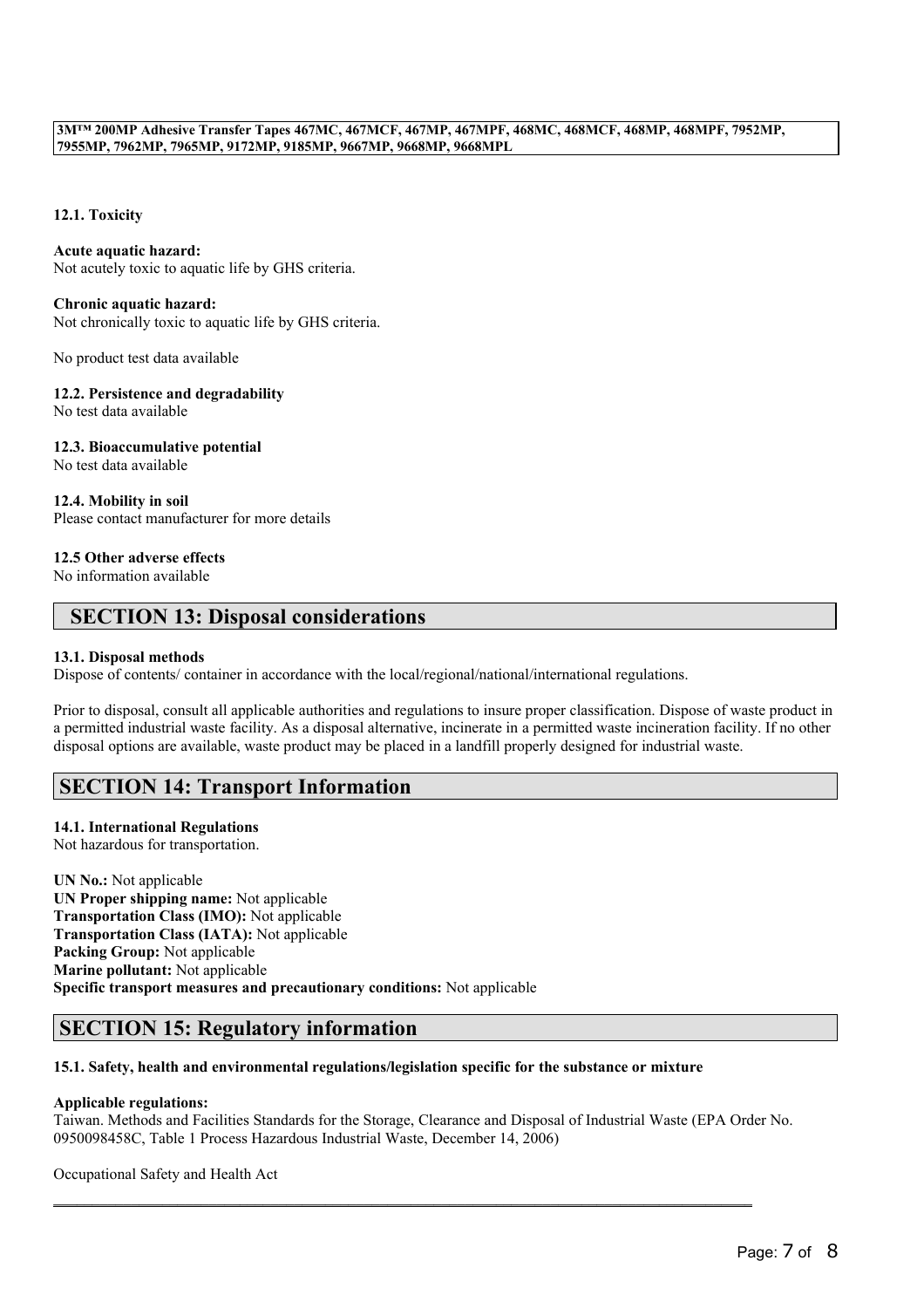#### 12.1. Toxicity

**Acute aquatic hazard:**
Not acutely toxic to aquatic life by GHS criteria.

**Chronic aquatic hazard:**
Not chronically toxic to aquatic life by GHS criteria.

No product test data available

#### 12.2. Persistence and degradability
No test data available

#### 12.3. Bioaccumulative potential
No test data available

#### 12.4. Mobility in soil
Please contact manufacturer for more details

#### 12.5 Other adverse effects
No information available

## SECTION 13: Disposal considerations

#### 13.1. Disposal methods
Dispose of contents/ container in accordance with the local/regional/national/international regulations.

Prior to disposal, consult all applicable authorities and regulations to insure proper classification. Dispose of waste product in a permitted industrial waste facility. As a disposal alternative, incinerate in a permitted waste incineration facility. If no other disposal options are available, waste product may be placed in a landfill properly designed for industrial waste.

## SECTION 14: Transport Information

#### 14.1. International Regulations
Not hazardous for transportation.

**UN No.:** Not applicable
**UN Proper shipping name:** Not applicable
**Transportation Class (IMO):** Not applicable
**Transportation Class (IATA):** Not applicable
**Packing Group:** Not applicable
**Marine pollutant:** Not applicable
**Specific transport measures and precautionary conditions:** Not applicable

## SECTION 15: Regulatory information

#### 15.1. Safety, health and environmental regulations/legislation specific for the substance or mixture

**Applicable regulations:**
Taiwan. Methods and Facilities Standards for the Storage, Clearance and Disposal of Industrial Waste (EPA Order No. 0950098458C, Table 1 Process Hazardous Industrial Waste, December 14, 2006)

Occupational Safety and Health Act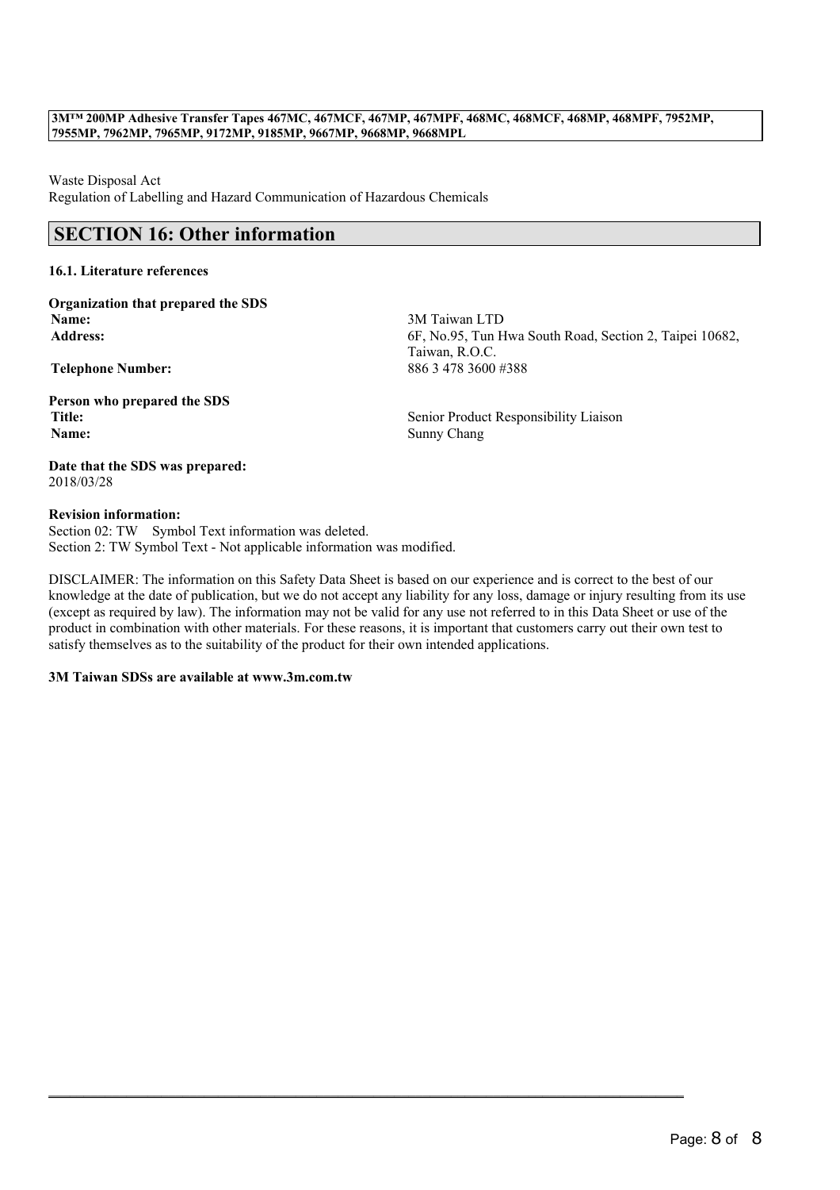Waste Disposal Act
Regulation of Labelling and Hazard Communication of Hazardous Chemicals

## SECTION 16: Other information

**16.1. Literature references**

**Organization that prepared the SDS**

| | |
|---|---|
| **Name:** | 3M Taiwan LTD |
| **Address:** | 6F, No.95, Tun Hwa South Road, Section 2, Taipei 10682, Taiwan, R.O.C. |
| **Telephone Number:** | 886 3 478 3600 #388 |

**Person who prepared the SDS**

| | |
|---|---|
| **Title:** | Senior Product Responsibility Liaison |
| **Name:** | Sunny Chang |

**Date that the SDS was prepared:**
2018/03/28

**Revision information:**
Section 02: TW Symbol Text information was deleted.
Section 2: TW Symbol Text - Not applicable information was modified.

DISCLAIMER: The information on this Safety Data Sheet is based on our experience and is correct to the best of our knowledge at the date of publication, but we do not accept any liability for any loss, damage or injury resulting from its use (except as required by law). The information may not be valid for any use not referred to in this Data Sheet or use of the product in combination with other materials. For these reasons, it is important that customers carry out their own test to satisfy themselves as to the suitability of the product for their own intended applications.

**3M Taiwan SDSs are available at www.3m.com.tw**